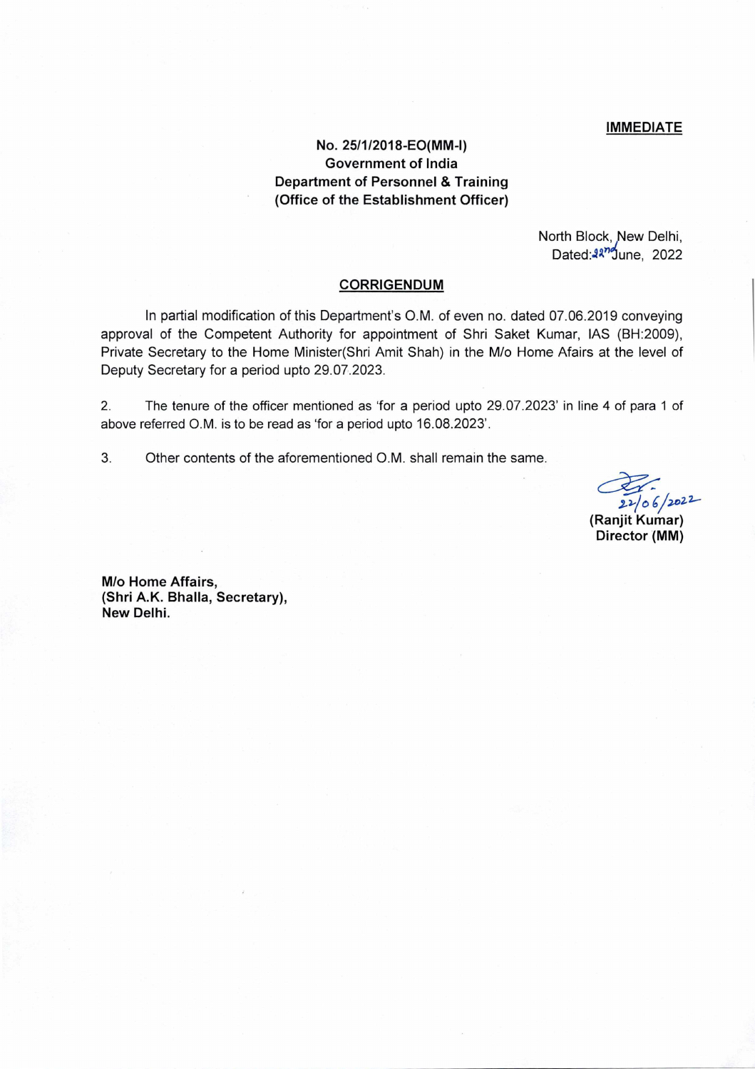**IMMEDIATE**

**No. 25/1/2018-EO(MM-I)**
**Government of India**
**Department of Personnel & Training**
**(Office of the Establishment Officer)**

North Block, New Delhi,
Dated: 22nd June, 2022

**CORRIGENDUM**

In partial modification of this Department's O.M. of even no. dated 07.06.2019 conveying approval of the Competent Authority for appointment of Shri Saket Kumar, IAS (BH:2009), Private Secretary to the Home Minister(Shri Amit Shah) in the M/o Home Afairs at the level of Deputy Secretary for a period upto 29.07.2023.

2. The tenure of the officer mentioned as 'for a period upto 29.07.2023' in line 4 of para 1 of above referred O.M. is to be read as 'for a period upto 16.08.2023'.

3. Other contents of the aforementioned O.M. shall remain the same.

22/06/2022
**(Ranjit Kumar)**
**Director (MM)**

**M/o Home Affairs,**
**(Shri A.K. Bhalla, Secretary),**
**New Delhi.**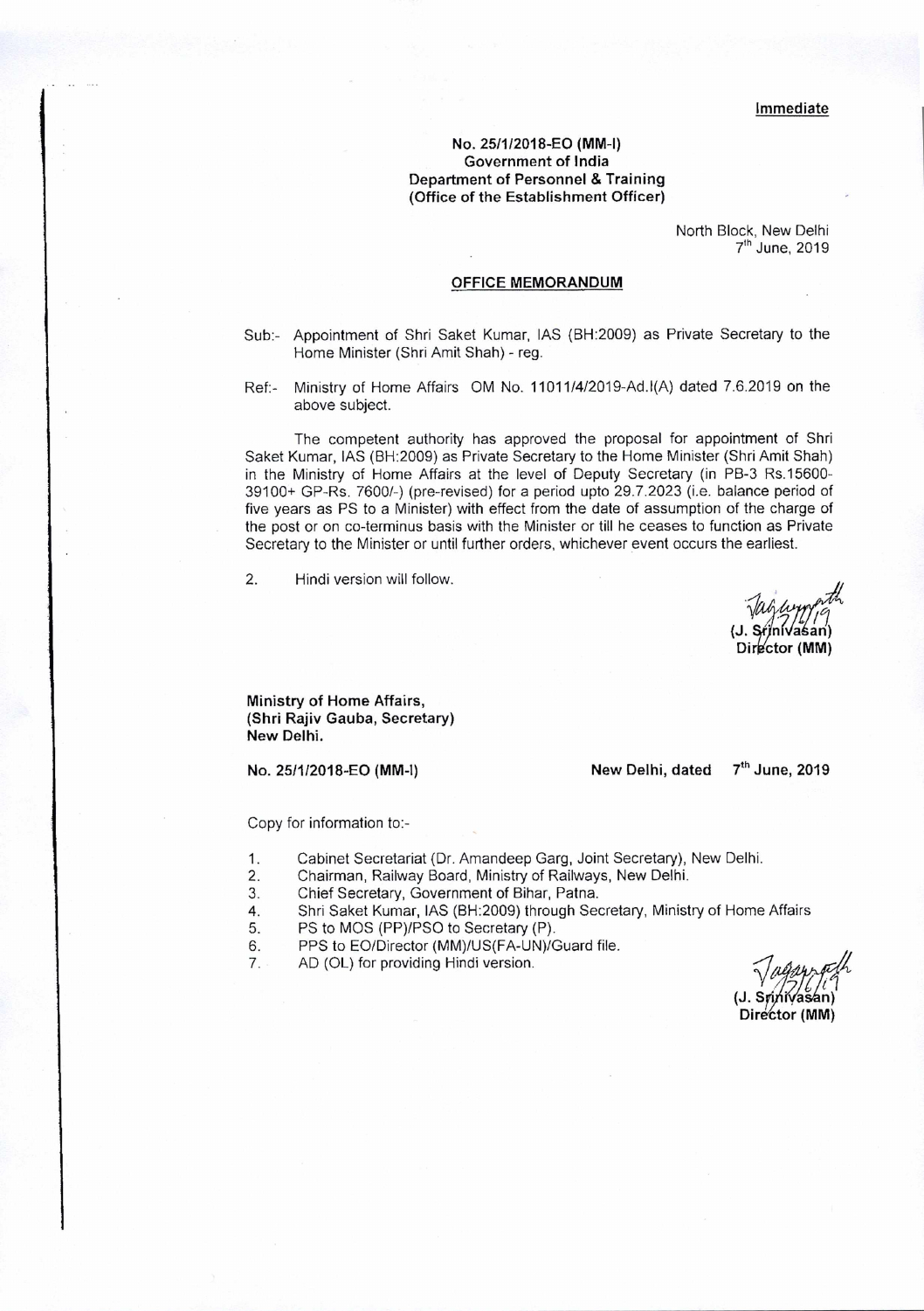**Immediate**

**No. 25/1/2018-EO (MM-I)**
**Government of India**
**Department of Personnel & Training**
**(Office of the Establishment Officer)**

North Block, New Delhi
7th June, 2019

**OFFICE MEMORANDUM**

Sub:- Appointment of Shri Saket Kumar, IAS (BH:2009) as Private Secretary to the Home Minister (Shri Amit Shah) - reg.

Ref:- Ministry of Home Affairs OM No. 11011/4/2019-Ad.I(A) dated 7.6.2019 on the above subject.

The competent authority has approved the proposal for appointment of Shri Saket Kumar, IAS (BH:2009) as Private Secretary to the Home Minister (Shri Amit Shah) in the Ministry of Home Affairs at the level of Deputy Secretary (in PB-3 Rs.15600-39100+ GP-Rs. 7600/-) (pre-revised) for a period upto 29.7.2023 (i.e. balance period of five years as PS to a Minister) with effect from the date of assumption of the charge of the post or on co-terminus basis with the Minister or till he ceases to function as Private Secretary to the Minister or until further orders, whichever event occurs the earliest.

2. Hindi version will follow.

**(J. Srinivasan)**
**Director (MM)**

**Ministry of Home Affairs,**
**(Shri Rajiv Gauba, Secretary)**
**New Delhi.**

**No. 25/1/2018-EO (MM-I)** **New Delhi, dated 7th June, 2019**

Copy for information to:-

1. Cabinet Secretariat (Dr. Amandeep Garg, Joint Secretary), New Delhi.
2. Chairman, Railway Board, Ministry of Railways, New Delhi.
3. Chief Secretary, Government of Bihar, Patna.
4. Shri Saket Kumar, IAS (BH:2009) through Secretary, Ministry of Home Affairs
5. PS to MOS (PP)/PSO to Secretary (P).
6. PPS to EO/Director (MM)/US(FA-UN)/Guard file.
7. AD (OL) for providing Hindi version.

**(J. Srinivasan)**
**Director (MM)**